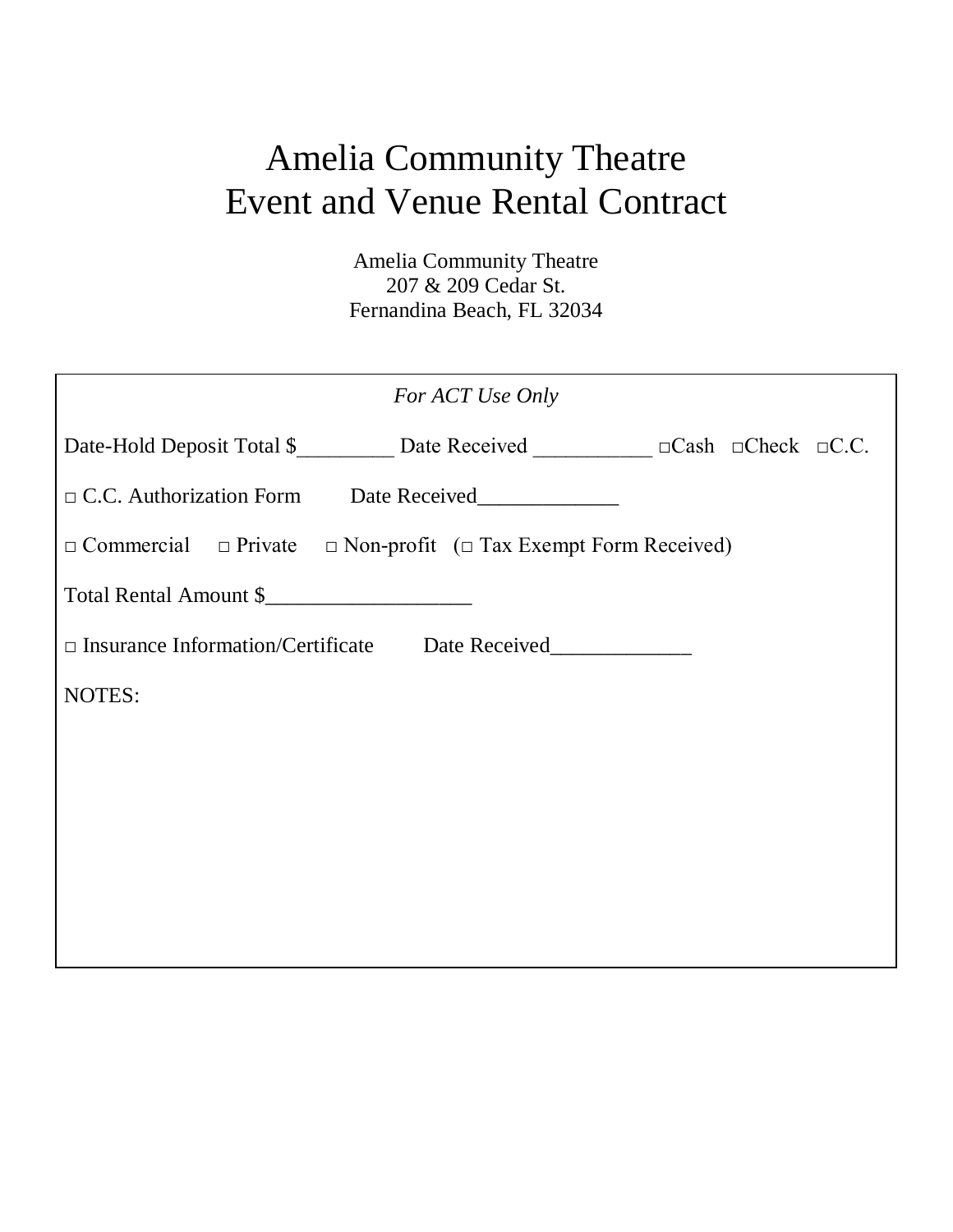# Amelia Community Theatre
# Event and Venue Rental Contract

Amelia Community Theatre
207 & 209 Cedar St.
Fernandina Beach, FL 32034

*For ACT Use Only*

Date-Hold Deposit Total $_________ Date Received ___________ □Cash □Check □C.C.

□ C.C. Authorization Form Date Received_____________

□ Commercial □ Private □ Non-profit (□ Tax Exempt Form Received)

Total Rental Amount $___________________

□ Insurance Information/Certificate Date Received_____________

NOTES: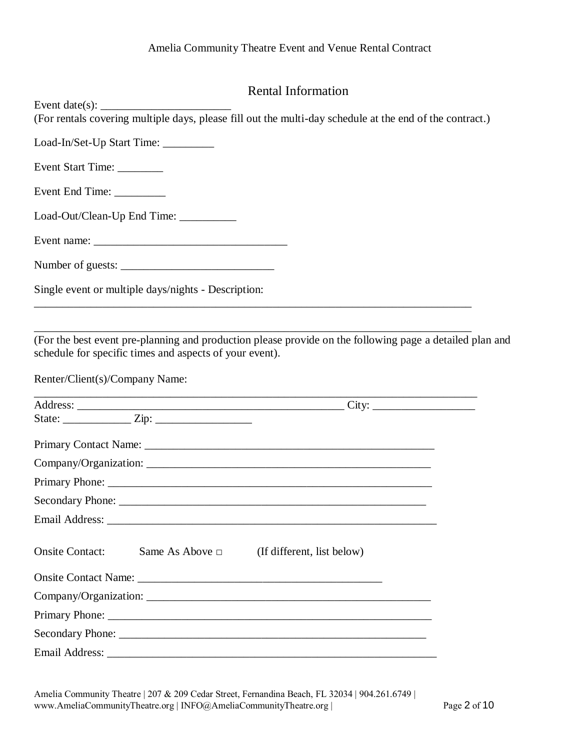Amelia Community Theatre Event and Venue Rental Contract

## Rental Information

Event date(s): ______________________
(For rentals covering multiple days, please fill out the multi-day schedule at the end of the contract.)

Load-In/Set-Up Start Time: _________

Event Start Time: ________

Event End Time: _________

Load-Out/Clean-Up End Time: __________

Event name: ________________________________

Number of guests: __________________________

Single event or multiple days/nights - Description:

___________________________________________________________________________

___________________________________________________________________________

(For the best event pre-planning and production please provide on the following page a detailed plan and schedule for specific times and aspects of your event).

Renter/Client(s)/Company Name:

___________________________________________________________________________

Address: _____________________________________________ City: _________________
State: ____________ Zip: ________________

Primary Contact Name: _________________________________________________

Company/Organization: ________________________________________________

Primary Phone: ______________________________________________________

Secondary Phone: ____________________________________________________

Email Address: ______________________________________________________

Onsite Contact: Same As Above □ (If different, list below)

Onsite Contact Name: __________________________________________

Company/Organization: ________________________________________________

Primary Phone: ______________________________________________________

Secondary Phone: ____________________________________________________

Email Address: ______________________________________________________

Amelia Community Theatre | 207 & 209 Cedar Street, Fernandina Beach, FL 32034 | 904.261.6749 | www.AmeliaCommunityTheatre.org | INFO@AmeliaCommunityTheatre.org |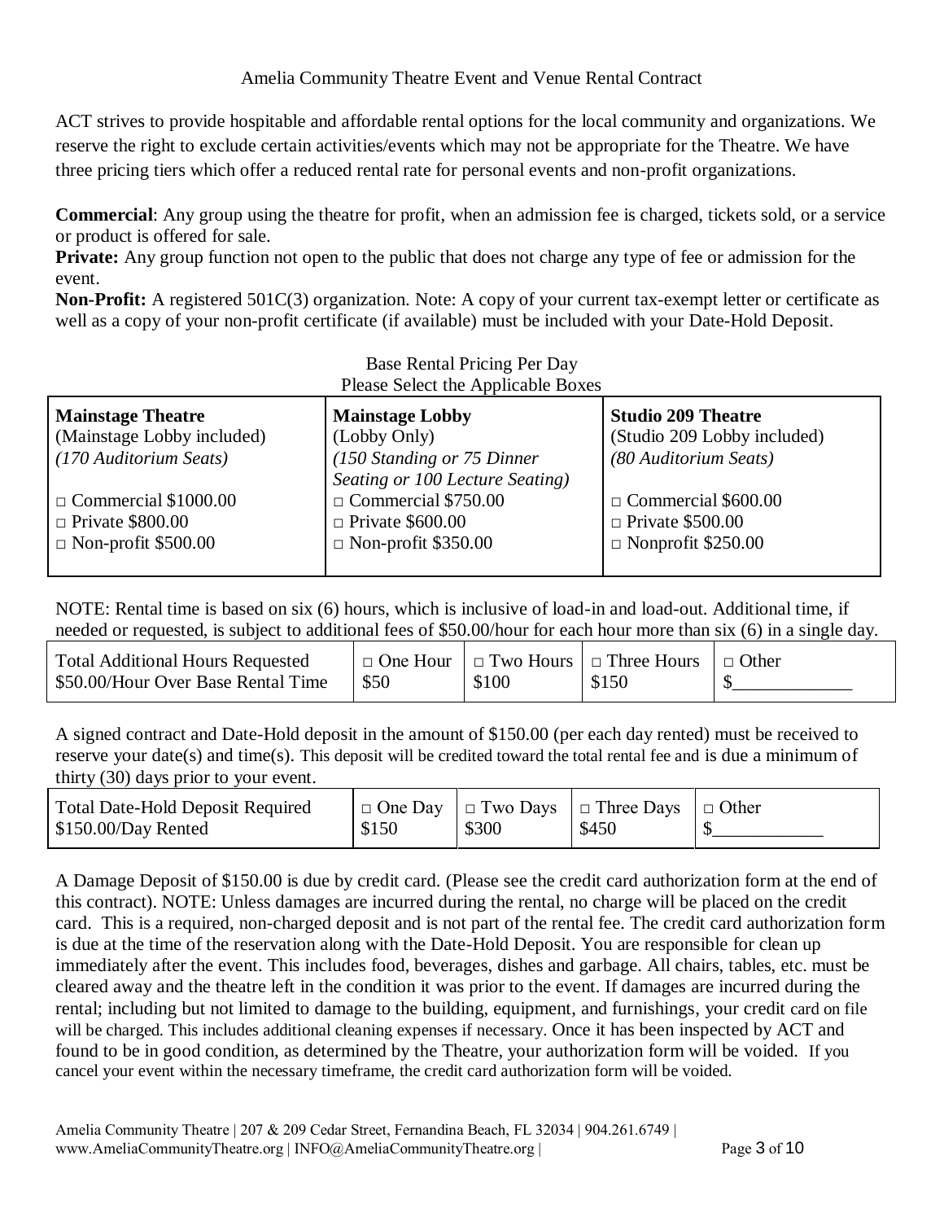Amelia Community Theatre Event and Venue Rental Contract

ACT strives to provide hospitable and affordable rental options for the local community and organizations. We reserve the right to exclude certain activities/events which may not be appropriate for the Theatre. We have three pricing tiers which offer a reduced rental rate for personal events and non-profit organizations.

**Commercial**: Any group using the theatre for profit, when an admission fee is charged, tickets sold, or a service or product is offered for sale.
**Private:** Any group function not open to the public that does not charge any type of fee or admission for the event.
**Non-Profit:** A registered 501C(3) organization. Note: A copy of your current tax-exempt letter or certificate as well as a copy of your non-profit certificate (if available) must be included with your Date-Hold Deposit.

Base Rental Pricing Per Day
Please Select the Applicable Boxes

| **Mainstage Theatre**<br>(Mainstage Lobby included)<br>*(170 Auditorium Seats)* | **Mainstage Lobby**<br>(Lobby Only)<br>*(150 Standing or 75 Dinner Seating or 100 Lecture Seating)* | **Studio 209 Theatre**<br>(Studio 209 Lobby included)<br>*(80 Auditorium Seats)* |
|---|---|---|
| □ Commercial $1000.00<br>□ Private $800.00<br>□ Non-profit $500.00 | □ Commercial $750.00<br>□ Private $600.00<br>□ Non-profit $350.00 | □ Commercial $600.00<br>□ Private $500.00<br>□ Nonprofit $250.00 |

NOTE: Rental time is based on six (6) hours, which is inclusive of load-in and load-out. Additional time, if needed or requested, is subject to additional fees of $50.00/hour for each hour more than six (6) in a single day.

| Total Additional Hours Requested<br>$50.00/Hour Over Base Rental Time | □ One Hour<br>$50 | □ Two Hours<br>$100 | □ Three Hours<br>$150 | □ Other<br>$____________ |
|---|---|---|---|---|

A signed contract and Date-Hold deposit in the amount of $150.00 (per each day rented) must be received to reserve your date(s) and time(s). This deposit will be credited toward the total rental fee and is due a minimum of thirty (30) days prior to your event.

| Total Date-Hold Deposit Required<br>$150.00/Day Rented | □ One Day<br>$150 | □ Two Days<br>$300 | □ Three Days<br>$450 | □ Other<br>$____________ |
|---|---|---|---|---|

A Damage Deposit of $150.00 is due by credit card. (Please see the credit card authorization form at the end of this contract). NOTE: Unless damages are incurred during the rental, no charge will be placed on the credit card. This is a required, non-charged deposit and is not part of the rental fee. The credit card authorization form is due at the time of the reservation along with the Date-Hold Deposit. You are responsible for clean up immediately after the event. This includes food, beverages, dishes and garbage. All chairs, tables, etc. must be cleared away and the theatre left in the condition it was prior to the event. If damages are incurred during the rental; including but not limited to damage to the building, equipment, and furnishings, your credit card on file will be charged. This includes additional cleaning expenses if necessary. Once it has been inspected by ACT and found to be in good condition, as determined by the Theatre, your authorization form will be voided. If you cancel your event within the necessary timeframe, the credit card authorization form will be voided.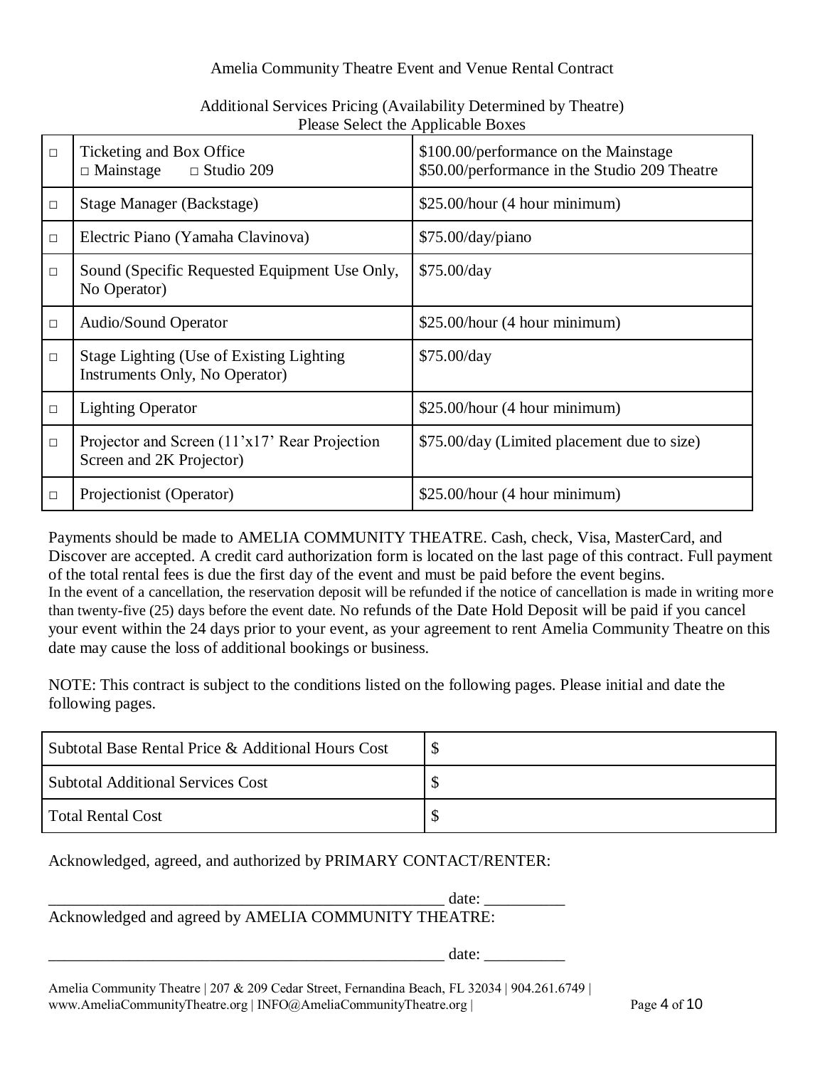Amelia Community Theatre Event and Venue Rental Contract

Additional Services Pricing (Availability Determined by Theatre)
Please Select the Applicable Boxes

| | Service | Price |
|---|---|---|
| □ | Ticketing and Box Office<br>□ Mainstage □ Studio 209 | \$100.00/performance on the Mainstage<br>\$50.00/performance in the Studio 209 Theatre |
| □ | Stage Manager (Backstage) | \$25.00/hour (4 hour minimum) |
| □ | Electric Piano (Yamaha Clavinova) | \$75.00/day/piano |
| □ | Sound (Specific Requested Equipment Use Only, No Operator) | \$75.00/day |
| □ | Audio/Sound Operator | \$25.00/hour (4 hour minimum) |
| □ | Stage Lighting (Use of Existing Lighting Instruments Only, No Operator) | \$75.00/day |
| □ | Lighting Operator | \$25.00/hour (4 hour minimum) |
| □ | Projector and Screen (11'x17' Rear Projection Screen and 2K Projector) | \$75.00/day (Limited placement due to size) |
| □ | Projectionist (Operator) | \$25.00/hour (4 hour minimum) |

Payments should be made to AMELIA COMMUNITY THEATRE. Cash, check, Visa, MasterCard, and Discover are accepted. A credit card authorization form is located on the last page of this contract. Full payment of the total rental fees is due the first day of the event and must be paid before the event begins.
In the event of a cancellation, the reservation deposit will be refunded if the notice of cancellation is made in writing more than twenty-five (25) days before the event date. No refunds of the Date Hold Deposit will be paid if you cancel your event within the 24 days prior to your event, as your agreement to rent Amelia Community Theatre on this date may cause the loss of additional bookings or business.

NOTE: This contract is subject to the conditions listed on the following pages. Please initial and date the following pages.

| Item | Amount |
|---|---|
| Subtotal Base Rental Price & Additional Hours Cost | \$ |
| Subtotal Additional Services Cost | \$ |
| Total Rental Cost | \$ |

Acknowledged, agreed, and authorized by PRIMARY CONTACT/RENTER:

__________________________________________________ date: __________

Acknowledged and agreed by AMELIA COMMUNITY THEATRE:

__________________________________________________ date: __________

Amelia Community Theatre | 207 & 209 Cedar Street, Fernandina Beach, FL 32034 | 904.261.6749 |
www.AmeliaCommunityTheatre.org | INFO@AmeliaCommunityTheatre.org |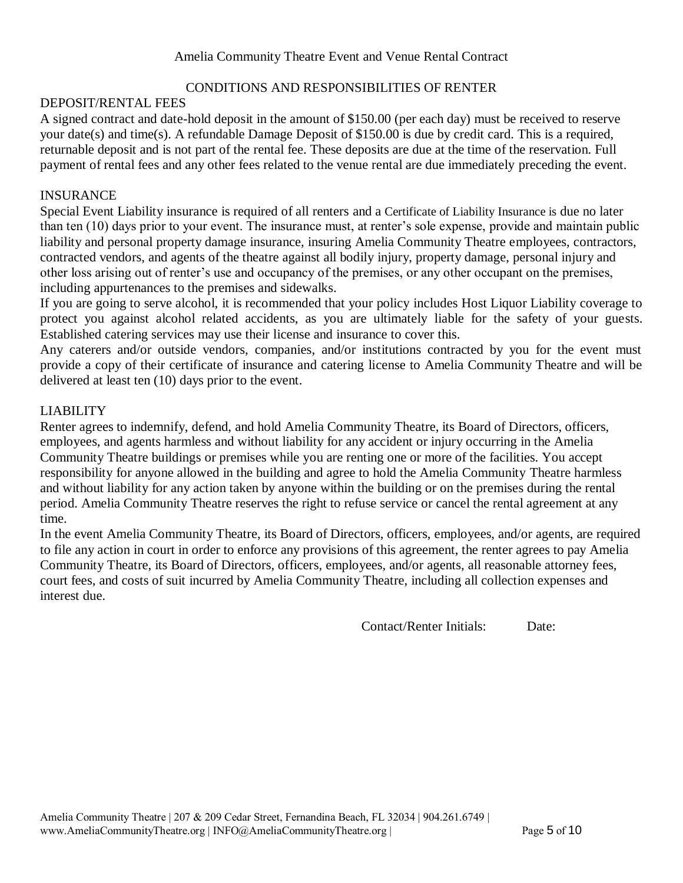Amelia Community Theatre Event and Venue Rental Contract

## CONDITIONS AND RESPONSIBILITIES OF RENTER

### DEPOSIT/RENTAL FEES

A signed contract and date-hold deposit in the amount of $150.00 (per each day) must be received to reserve your date(s) and time(s). A refundable Damage Deposit of $150.00 is due by credit card. This is a required, returnable deposit and is not part of the rental fee. These deposits are due at the time of the reservation. Full payment of rental fees and any other fees related to the venue rental are due immediately preceding the event.

### INSURANCE

Special Event Liability insurance is required of all renters and a Certificate of Liability Insurance is due no later than ten (10) days prior to your event. The insurance must, at renter's sole expense, provide and maintain public liability and personal property damage insurance, insuring Amelia Community Theatre employees, contractors, contracted vendors, and agents of the theatre against all bodily injury, property damage, personal injury and other loss arising out of renter's use and occupancy of the premises, or any other occupant on the premises, including appurtenances to the premises and sidewalks.

If you are going to serve alcohol, it is recommended that your policy includes Host Liquor Liability coverage to protect you against alcohol related accidents, as you are ultimately liable for the safety of your guests. Established catering services may use their license and insurance to cover this.

Any caterers and/or outside vendors, companies, and/or institutions contracted by you for the event must provide a copy of their certificate of insurance and catering license to Amelia Community Theatre and will be delivered at least ten (10) days prior to the event.

### LIABILITY

Renter agrees to indemnify, defend, and hold Amelia Community Theatre, its Board of Directors, officers, employees, and agents harmless and without liability for any accident or injury occurring in the Amelia Community Theatre buildings or premises while you are renting one or more of the facilities. You accept responsibility for anyone allowed in the building and agree to hold the Amelia Community Theatre harmless and without liability for any action taken by anyone within the building or on the premises during the rental period. Amelia Community Theatre reserves the right to refuse service or cancel the rental agreement at any time.

In the event Amelia Community Theatre, its Board of Directors, officers, employees, and/or agents, are required to file any action in court in order to enforce any provisions of this agreement, the renter agrees to pay Amelia Community Theatre, its Board of Directors, officers, employees, and/or agents, all reasonable attorney fees, court fees, and costs of suit incurred by Amelia Community Theatre, including all collection expenses and interest due.

Contact/Renter Initials: Date:

Amelia Community Theatre | 207 & 209 Cedar Street, Fernandina Beach, FL 32034 | 904.261.6749 | www.AmeliaCommunityTheatre.org | INFO@AmeliaCommunityTheatre.org |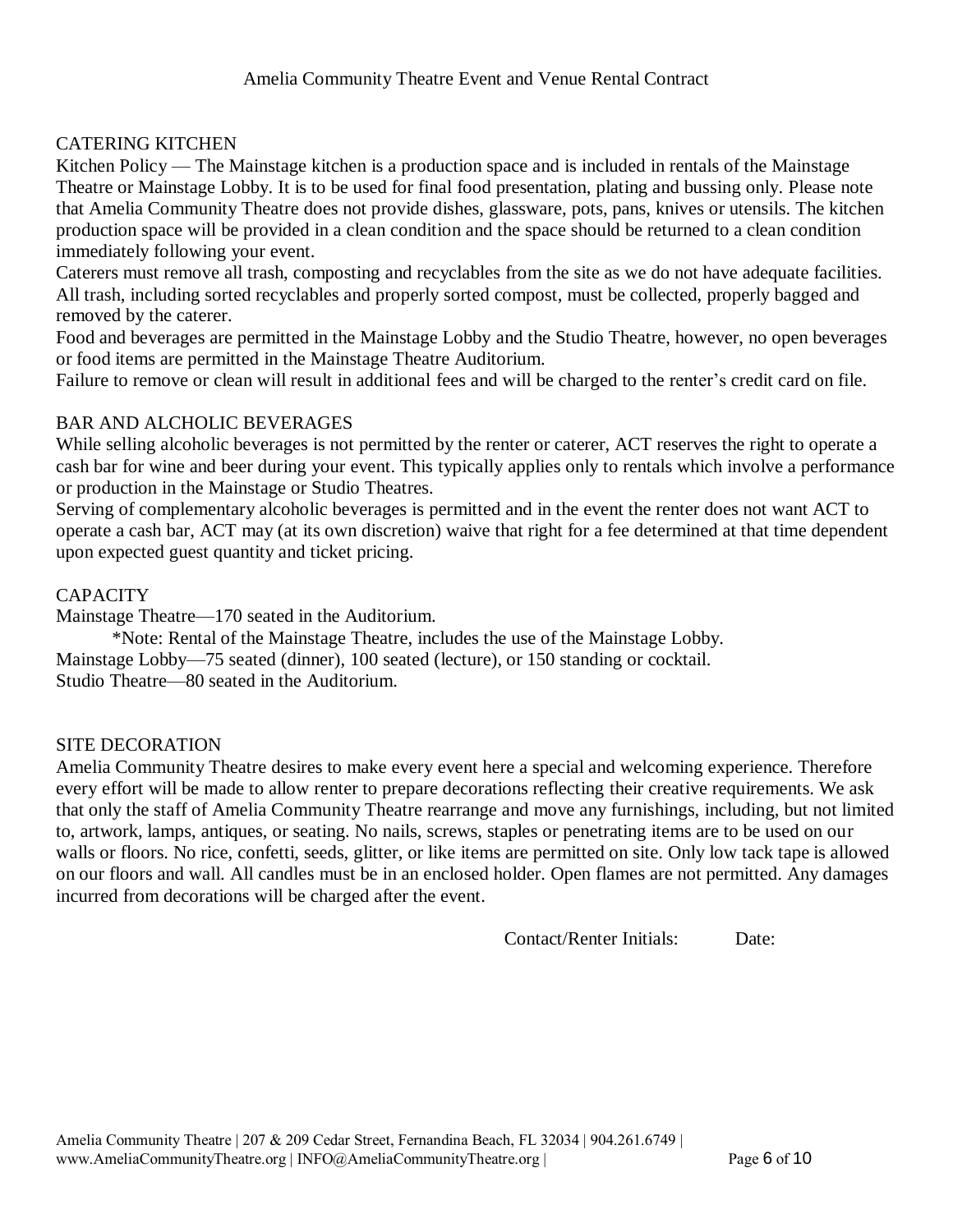## CATERING KITCHEN

Kitchen Policy — The Mainstage kitchen is a production space and is included in rentals of the Mainstage Theatre or Mainstage Lobby. It is to be used for final food presentation, plating and bussing only. Please note that Amelia Community Theatre does not provide dishes, glassware, pots, pans, knives or utensils. The kitchen production space will be provided in a clean condition and the space should be returned to a clean condition immediately following your event.

Caterers must remove all trash, composting and recyclables from the site as we do not have adequate facilities. All trash, including sorted recyclables and properly sorted compost, must be collected, properly bagged and removed by the caterer.

Food and beverages are permitted in the Mainstage Lobby and the Studio Theatre, however, no open beverages or food items are permitted in the Mainstage Theatre Auditorium.

Failure to remove or clean will result in additional fees and will be charged to the renter's credit card on file.

## BAR AND ALCHOLIC BEVERAGES

While selling alcoholic beverages is not permitted by the renter or caterer, ACT reserves the right to operate a cash bar for wine and beer during your event. This typically applies only to rentals which involve a performance or production in the Mainstage or Studio Theatres.

Serving of complementary alcoholic beverages is permitted and in the event the renter does not want ACT to operate a cash bar, ACT may (at its own discretion) waive that right for a fee determined at that time dependent upon expected guest quantity and ticket pricing.

## CAPACITY

Mainstage Theatre—170 seated in the Auditorium.

*Note: Rental of the Mainstage Theatre, includes the use of the Mainstage Lobby.

Mainstage Lobby—75 seated (dinner), 100 seated (lecture), or 150 standing or cocktail.

Studio Theatre—80 seated in the Auditorium.

## SITE DECORATION

Amelia Community Theatre desires to make every event here a special and welcoming experience. Therefore every effort will be made to allow renter to prepare decorations reflecting their creative requirements. We ask that only the staff of Amelia Community Theatre rearrange and move any furnishings, including, but not limited to, artwork, lamps, antiques, or seating. No nails, screws, staples or penetrating items are to be used on our walls or floors. No rice, confetti, seeds, glitter, or like items are permitted on site. Only low tack tape is allowed on our floors and wall. All candles must be in an enclosed holder. Open flames are not permitted. Any damages incurred from decorations will be charged after the event.

Contact/Renter Initials: Date: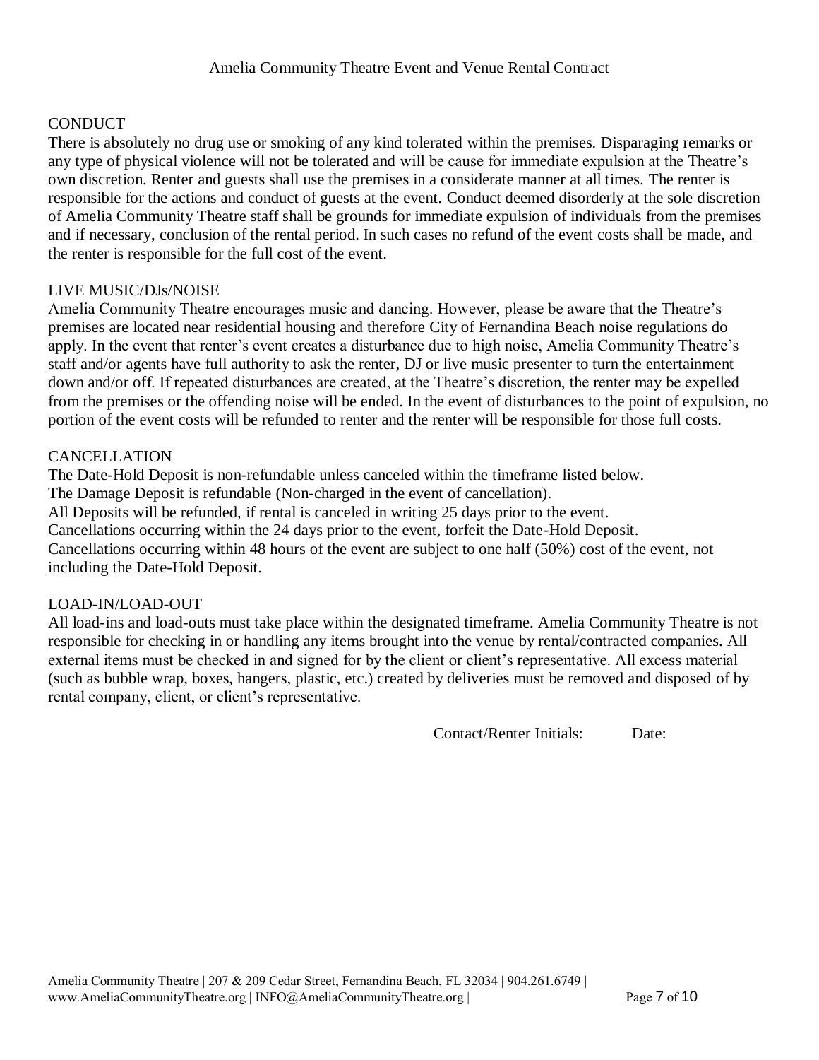## CONDUCT

There is absolutely no drug use or smoking of any kind tolerated within the premises. Disparaging remarks or any type of physical violence will not be tolerated and will be cause for immediate expulsion at the Theatre's own discretion. Renter and guests shall use the premises in a considerate manner at all times. The renter is responsible for the actions and conduct of guests at the event. Conduct deemed disorderly at the sole discretion of Amelia Community Theatre staff shall be grounds for immediate expulsion of individuals from the premises and if necessary, conclusion of the rental period. In such cases no refund of the event costs shall be made, and the renter is responsible for the full cost of the event.

## LIVE MUSIC/DJs/NOISE

Amelia Community Theatre encourages music and dancing. However, please be aware that the Theatre's premises are located near residential housing and therefore City of Fernandina Beach noise regulations do apply. In the event that renter's event creates a disturbance due to high noise, Amelia Community Theatre's staff and/or agents have full authority to ask the renter, DJ or live music presenter to turn the entertainment down and/or off. If repeated disturbances are created, at the Theatre's discretion, the renter may be expelled from the premises or the offending noise will be ended. In the event of disturbances to the point of expulsion, no portion of the event costs will be refunded to renter and the renter will be responsible for those full costs.

## CANCELLATION

The Date-Hold Deposit is non-refundable unless canceled within the timeframe listed below.
The Damage Deposit is refundable (Non-charged in the event of cancellation).
All Deposits will be refunded, if rental is canceled in writing 25 days prior to the event.
Cancellations occurring within the 24 days prior to the event, forfeit the Date-Hold Deposit.
Cancellations occurring within 48 hours of the event are subject to one half (50%) cost of the event, not including the Date-Hold Deposit.

## LOAD-IN/LOAD-OUT

All load-ins and load-outs must take place within the designated timeframe. Amelia Community Theatre is not responsible for checking in or handling any items brought into the venue by rental/contracted companies. All external items must be checked in and signed for by the client or client's representative. All excess material (such as bubble wrap, boxes, hangers, plastic, etc.) created by deliveries must be removed and disposed of by rental company, client, or client's representative.

Contact/Renter Initials: Date: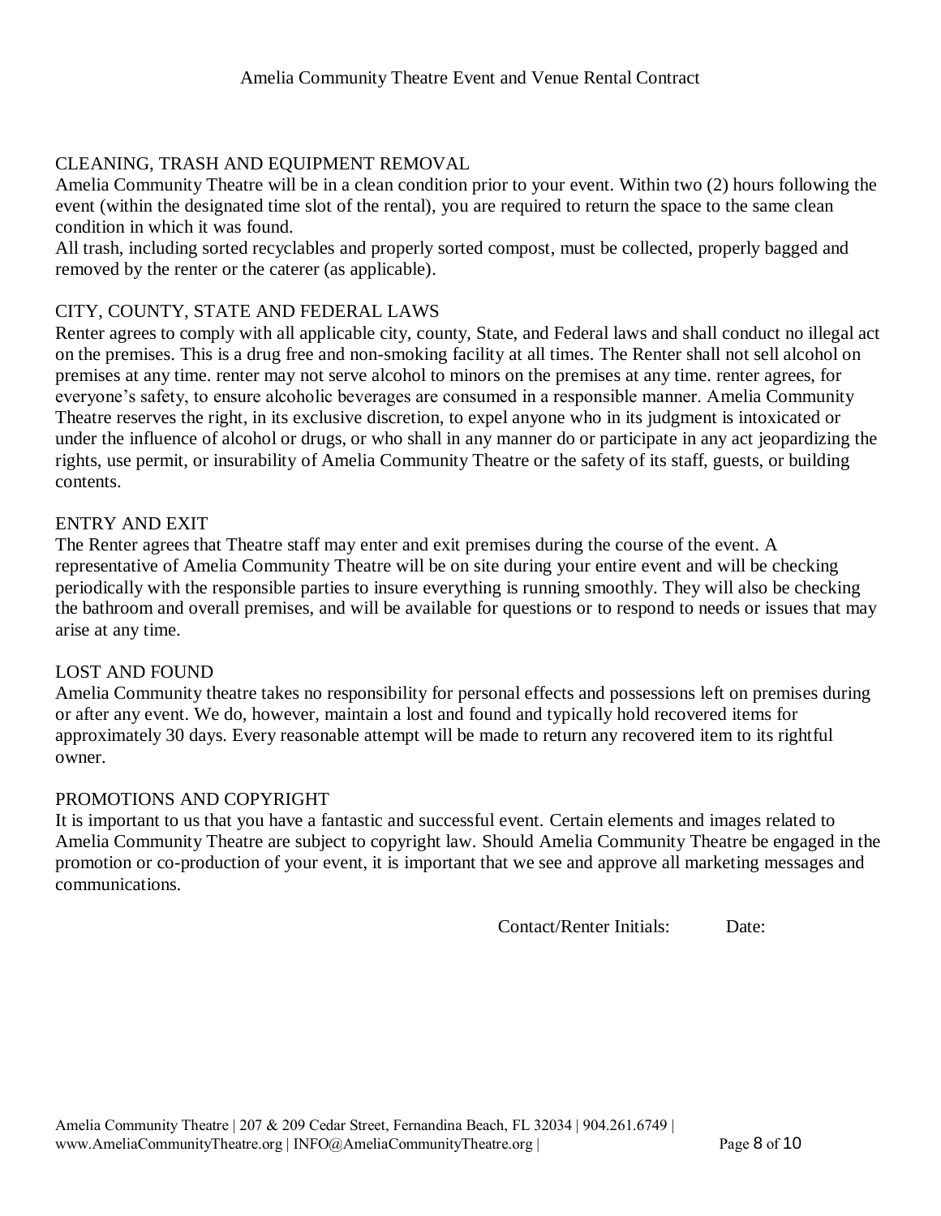## CLEANING, TRASH AND EQUIPMENT REMOVAL

Amelia Community Theatre will be in a clean condition prior to your event. Within two (2) hours following the event (within the designated time slot of the rental), you are required to return the space to the same clean condition in which it was found.

All trash, including sorted recyclables and properly sorted compost, must be collected, properly bagged and removed by the renter or the caterer (as applicable).

## CITY, COUNTY, STATE AND FEDERAL LAWS

Renter agrees to comply with all applicable city, county, State, and Federal laws and shall conduct no illegal act on the premises. This is a drug free and non-smoking facility at all times. The Renter shall not sell alcohol on premises at any time. renter may not serve alcohol to minors on the premises at any time. renter agrees, for everyone's safety, to ensure alcoholic beverages are consumed in a responsible manner. Amelia Community Theatre reserves the right, in its exclusive discretion, to expel anyone who in its judgment is intoxicated or under the influence of alcohol or drugs, or who shall in any manner do or participate in any act jeopardizing the rights, use permit, or insurability of Amelia Community Theatre or the safety of its staff, guests, or building contents.

## ENTRY AND EXIT

The Renter agrees that Theatre staff may enter and exit premises during the course of the event. A representative of Amelia Community Theatre will be on site during your entire event and will be checking periodically with the responsible parties to insure everything is running smoothly. They will also be checking the bathroom and overall premises, and will be available for questions or to respond to needs or issues that may arise at any time.

## LOST AND FOUND

Amelia Community theatre takes no responsibility for personal effects and possessions left on premises during or after any event. We do, however, maintain a lost and found and typically hold recovered items for approximately 30 days. Every reasonable attempt will be made to return any recovered item to its rightful owner.

## PROMOTIONS AND COPYRIGHT

It is important to us that you have a fantastic and successful event. Certain elements and images related to Amelia Community Theatre are subject to copyright law. Should Amelia Community Theatre be engaged in the promotion or co-production of your event, it is important that we see and approve all marketing messages and communications.

Contact/Renter Initials: Date: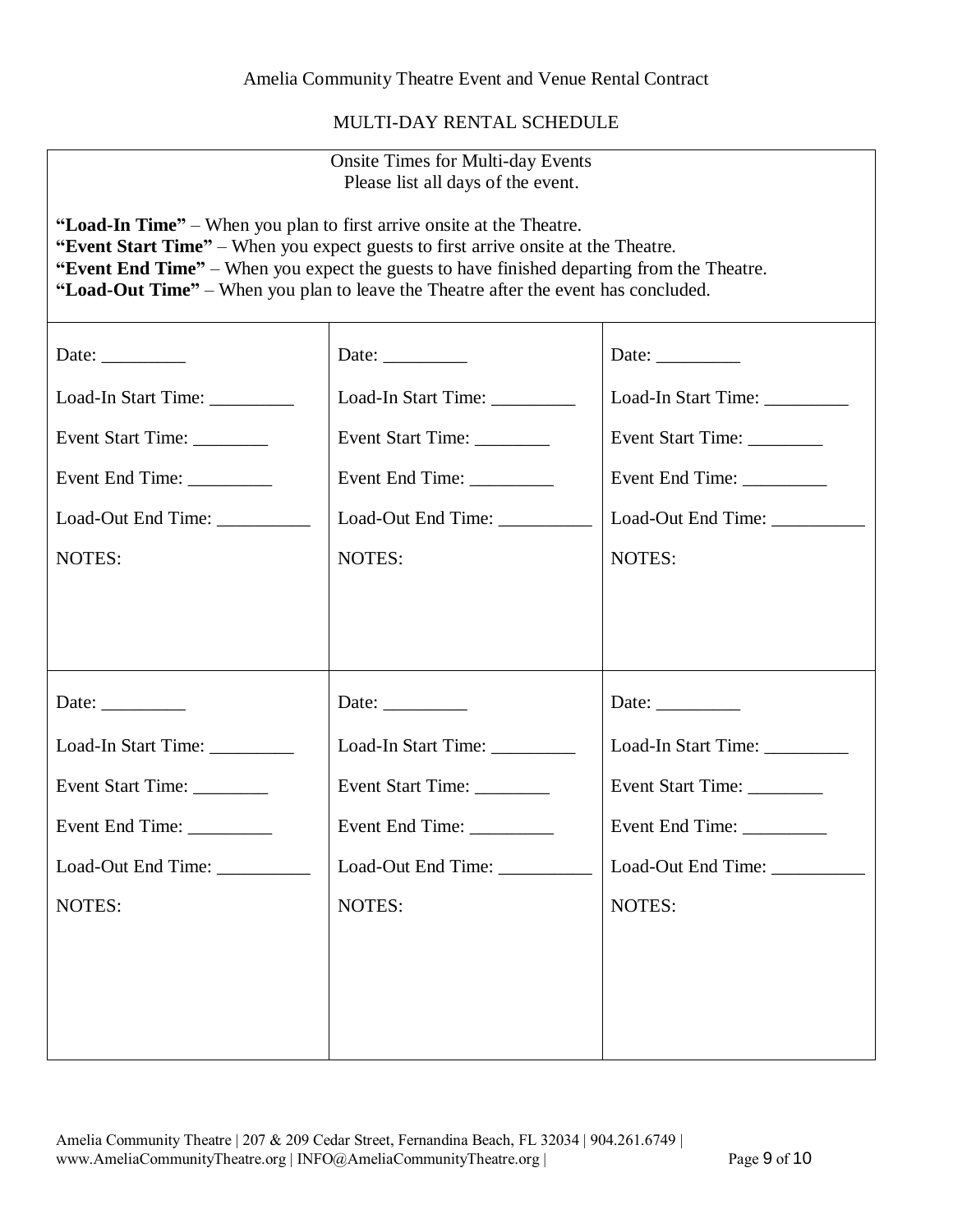Amelia Community Theatre Event and Venue Rental Contract

## MULTI-DAY RENTAL SCHEDULE

Onsite Times for Multi-day Events
Please list all days of the event.

**"Load-In Time"** – When you plan to first arrive onsite at the Theatre.
**"Event Start Time"** – When you expect guests to first arrive onsite at the Theatre.
**"Event End Time"** – When you expect the guests to have finished departing from the Theatre.
**"Load-Out Time"** – When you plan to leave the Theatre after the event has concluded.

| | | |
|---|---|---|
| Date: _________<br><br>Load-In Start Time: _________<br><br>Event Start Time: ________<br><br>Event End Time: _________<br><br>Load-Out End Time: __________<br><br>NOTES: | Date: _________<br><br>Load-In Start Time: _________<br><br>Event Start Time: ________<br><br>Event End Time: _________<br><br>Load-Out End Time: __________<br><br>NOTES: | Date: _________<br><br>Load-In Start Time: _________<br><br>Event Start Time: ________<br><br>Event End Time: _________<br><br>Load-Out End Time: __________<br><br>NOTES: |
| Date: _________<br><br>Load-In Start Time: _________<br><br>Event Start Time: ________<br><br>Event End Time: _________<br><br>Load-Out End Time: __________<br><br>NOTES: | Date: _________<br><br>Load-In Start Time: _________<br><br>Event Start Time: ________<br><br>Event End Time: _________<br><br>Load-Out End Time: __________<br><br>NOTES: | Date: _________<br><br>Load-In Start Time: _________<br><br>Event Start Time: ________<br><br>Event End Time: _________<br><br>Load-Out End Time: __________<br><br>NOTES: |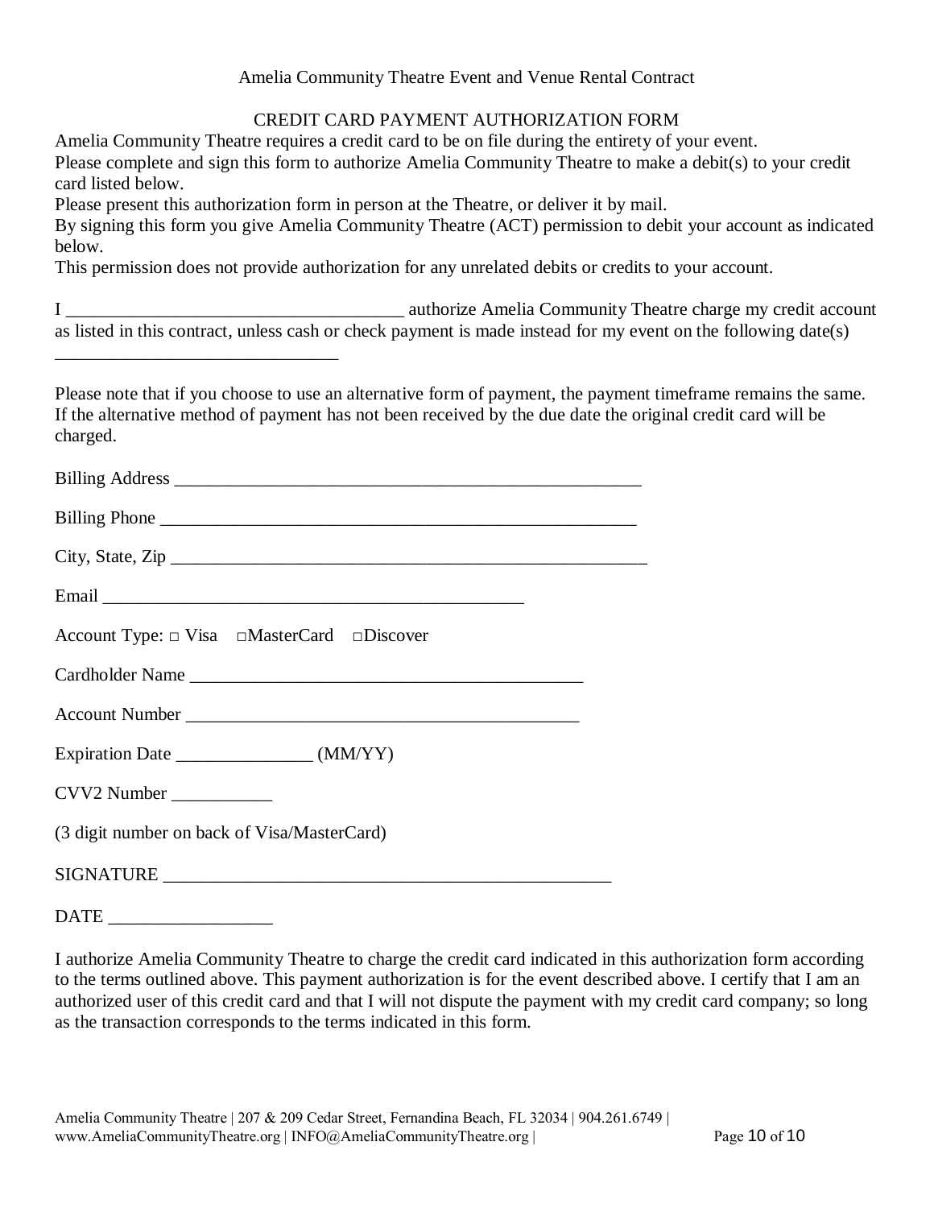Amelia Community Theatre Event and Venue Rental Contract

## CREDIT CARD PAYMENT AUTHORIZATION FORM

Amelia Community Theatre requires a credit card to be on file during the entirety of your event.
Please complete and sign this form to authorize Amelia Community Theatre to make a debit(s) to your credit card listed below.
Please present this authorization form in person at the Theatre, or deliver it by mail.
By signing this form you give Amelia Community Theatre (ACT) permission to debit your account as indicated below.
This permission does not provide authorization for any unrelated debits or credits to your account.

I ____________________________________ authorize Amelia Community Theatre charge my credit account as listed in this contract, unless cash or check payment is made instead for my event on the following date(s) ______________________________

Please note that if you choose to use an alternative form of payment, the payment timeframe remains the same. If the alternative method of payment has not been received by the due date the original credit card will be charged.

Billing Address ___________________________________________________

Billing Phone ____________________________________________________

City, State, Zip ___________________________________________________

Email ______________________________________________

Account Type: □ Visa □MasterCard □Discover

Cardholder Name ___________________________________________

Account Number ___________________________________________

Expiration Date _______________ (MM/YY)

CVV2 Number ___________

(3 digit number on back of Visa/MasterCard)

SIGNATURE __________________________________________________

DATE __________________

I authorize Amelia Community Theatre to charge the credit card indicated in this authorization form according to the terms outlined above. This payment authorization is for the event described above. I certify that I am an authorized user of this credit card and that I will not dispute the payment with my credit card company; so long as the transaction corresponds to the terms indicated in this form.

Amelia Community Theatre | 207 & 209 Cedar Street, Fernandina Beach, FL 32034 | 904.261.6749 | www.AmeliaCommunityTheatre.org | INFO@AmeliaCommunityTheatre.org |